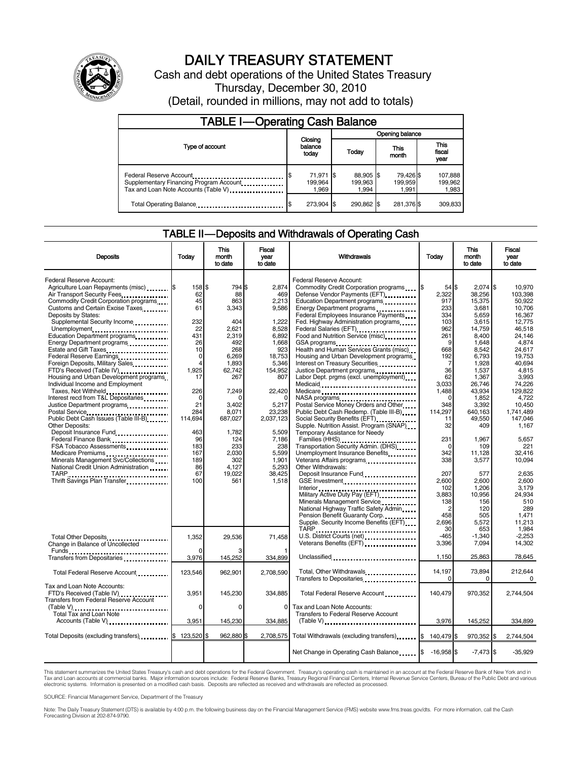# DAILY TREASURY STATEMENT

Cash and debt operations of the United States Treasury

Thursday, December 30, 2010

(Detail, rounded in millions, may not add to totals)

## TABLE I—Operating Cash Balance

| Type of account | Closing balance today | Opening balance Today | Opening balance This month | Opening balance This fiscal year |
|---|---|---|---|---|
| Federal Reserve Account | $ 71,971 | $ 88,905 | $ 79,426 | $ 107,888 |
| Supplementary Financing Program Account | 199,964 | 199,963 | 199,959 | 199,962 |
| Tax and Loan Note Accounts (Table V) | 1,969 | 1,994 | 1,991 | 1,983 |
| Total Operating Balance | $ 273,904 | $ 290,862 | $ 281,376 | $ 309,833 |

## TABLE II—Deposits and Withdrawals of Operating Cash

| Deposits | Today | This month to date | Fiscal year to date |
|---|---|---|---|
| Federal Reserve Account: | | | |
| Agriculture Loan Repayments (misc) | $ 158 | $ 794 | $ 2,874 |
| Air Transport Security Fees | 62 | 88 | 469 |
| Commodity Credit Corporation programs | 45 | 863 | 2,213 |
| Customs and Certain Excise Taxes | 61 | 3,343 | 9,586 |
| Deposits by States: | | | |
| Supplemental Security Income | 232 | 404 | 1,222 |
| Unemployment | 22 | 2,621 | 8,528 |
| Education Department programs | 431 | 2,319 | 6,892 |
| Energy Department programs | 26 | 492 | 1,668 |
| Estate and Gift Taxes | 10 | 268 | 923 |
| Federal Reserve Earnings | 0 | 6,269 | 18,753 |
| Foreign Deposits, Military Sales | 4 | 1,893 | 5,346 |
| FTD's Received (Table IV) | 1,925 | 62,742 | 154,952 |
| Housing and Urban Development programs | 17 | 267 | 807 |
| Individual Income and Employment Taxes, Not Withheld | 226 | 7,249 | 22,420 |
| Interest recd from T&L Depositaries | 0 | 0 | 0 |
| Justice Department programs | 21 | 3,402 | 5,217 |
| Postal Service | 284 | 8,071 | 23,238 |
| Public Debt Cash Issues (Table III-B) | 114,694 | 687,027 | 2,037,123 |
| Other Deposits: | | | |
| Deposit Insurance Fund | 463 | 1,782 | 5,509 |
| Federal Finance Bank | 96 | 124 | 7,186 |
| FSA Tobacco Assessments | 183 | 233 | 238 |
| Medicare Premiums | 167 | 2,030 | 5,599 |
| Minerals Management Svc/Collections | 189 | 302 | 1,901 |
| National Credit Union Administration | 86 | 4,127 | 5,293 |
| TARP | 67 | 19,022 | 38,425 |
| Thrift Savings Plan Transfer | 100 | 561 | 1,518 |
| Total Other Deposits | 1,352 | 29,536 | 71,458 |
| Change in Balance of Uncollected Funds | 0 | 3 | 1 |
| Transfers from Depositaries | 3,976 | 145,252 | 334,899 |
| Total Federal Reserve Account | 123,546 | 962,901 | 2,708,590 |
| Tax and Loan Note Accounts: | | | |
| FTD's Received (Table IV) | 3,951 | 145,230 | 334,885 |
| Transfers from Federal Reserve Account (Table V) | 0 | 0 | 0 |
| Total Tax and Loan Note Accounts (Table V) | 3,951 | 145,230 | 334,885 |
| Total Deposits (excluding transfers) | $ 123,520 | $ 962,880 | $ 2,708,575 |

| Withdrawals | Today | This month to date | Fiscal year to date |
|---|---|---|---|
| Federal Reserve Account: | | | |
| Commodity Credit Corporation programs | $ 54 | $ 2,074 | $ 10,970 |
| Defense Vendor Payments (EFT) | 2,322 | 38,256 | 103,398 |
| Education Department programs | 917 | 15,375 | 50,922 |
| Energy Department programs | 233 | 3,681 | 10,706 |
| Federal Employees Insurance Payments | 334 | 5,659 | 16,367 |
| Fed. Highway Administration programs | 103 | 3,615 | 12,775 |
| Federal Salaries (EFT) | 962 | 14,759 | 46,518 |
| Food and Nutrition Service (misc) | 261 | 8,400 | 24,146 |
| GSA programs | 9 | 1,648 | 4,874 |
| Health and Human Services Grants (misc) | 668 | 8,542 | 24,617 |
| Housing and Urban Development programs | 192 | 6,793 | 19,753 |
| Interest on Treasury Securities | 7 | 1,928 | 40,694 |
| Justice Department programs | 36 | 1,537 | 4,815 |
| Labor Dept. prgms (excl. unemployment) | 62 | 1,367 | 3,993 |
| Medicaid | 3,033 | 26,746 | 74,226 |
| Medicare | 1,488 | 43,934 | 129,822 |
| NASA programs | 0 | 1,852 | 4,722 |
| Postal Service Money Orders and Other | 348 | 3,392 | 10,450 |
| Public Debt Cash Redemp. (Table III-B) | 114,297 | 640,163 | 1,741,489 |
| Social Security Benefits (EFT) | 11 | 49,550 | 147,046 |
| Supple. Nutrition Assist. Program (SNAP) | 32 | 409 | 1,167 |
| Temporary Assistance for Needy Families (HHS) | 231 | 1,967 | 5,657 |
| Transportation Security Admin. (DHS) | 0 | 109 | 221 |
| Unemployment Insurance Benefits | 342 | 11,128 | 32,416 |
| Veterans Affairs programs | 338 | 3,577 | 10,094 |
| Other Withdrawals: | | | |
| Deposit Insurance Fund | 207 | 577 | 2,635 |
| GSE Investment | 2,600 | 2,600 | 2,600 |
| Interior | 102 | 1,206 | 3,179 |
| Military Active Duty Pay (EFT) | 3,883 | 10,956 | 24,934 |
| Minerals Management Service | 138 | 156 | 510 |
| National Highway Traffic Safety Admin | 2 | 120 | 289 |
| Pension Benefit Guaranty Corp. | 458 | 505 | 1,471 |
| Supple. Security Income Benefits (EFT) | 2,696 | 5,572 | 11,213 |
| TARP | 30 | 653 | 1,984 |
| U.S. District Courts (net) | -465 | -1,340 | -2,253 |
| Veterans Benefits (EFT) | 3,396 | 7,094 | 14,302 |
| Unclassified | 1,150 | 25,863 | 78,645 |
| Total, Other Withdrawals | 14,197 | 73,894 | 212,644 |
| Transfers to Depositaries | 0 | 0 | 0 |
| Total Federal Reserve Account | 140,479 | 970,352 | 2,744,504 |
| Tax and Loan Note Accounts: | | | |
| Transfers to Federal Reserve Account (Table V) | 3,976 | 145,252 | 334,899 |
| Total Withdrawals (excluding transfers) | $ 140,479 | $ 970,352 | $ 2,744,504 |
| Net Change in Operating Cash Balance | $ -16,958 | $ -7,473 | $ -35,929 |

This statement summarizes the United States Treasury's cash and debt operations for the Federal Government. Treasury's operating cash is maintained in an account at the Federal Reserve Bank of New York and in Tax and Loan accounts at commercial banks. Major information sources include: Federal Reserve Banks, Treasury Regional Financial Centers, Internal Revenue Service Centers, Bureau of the Public Debt and various electronic systems. Information is presented on a modified cash basis. Deposits are reflected as received and withdrawals are reflected as processed.

SOURCE: Financial Management Service, Department of the Treasury

Note: The Daily Treasury Statement (DTS) is available by 4:00 p.m. the following business day on the Financial Management Service (FMS) website www.fms.treas.gov/dts. For more information, call the Cash Forecasting Division at 202-874-9790.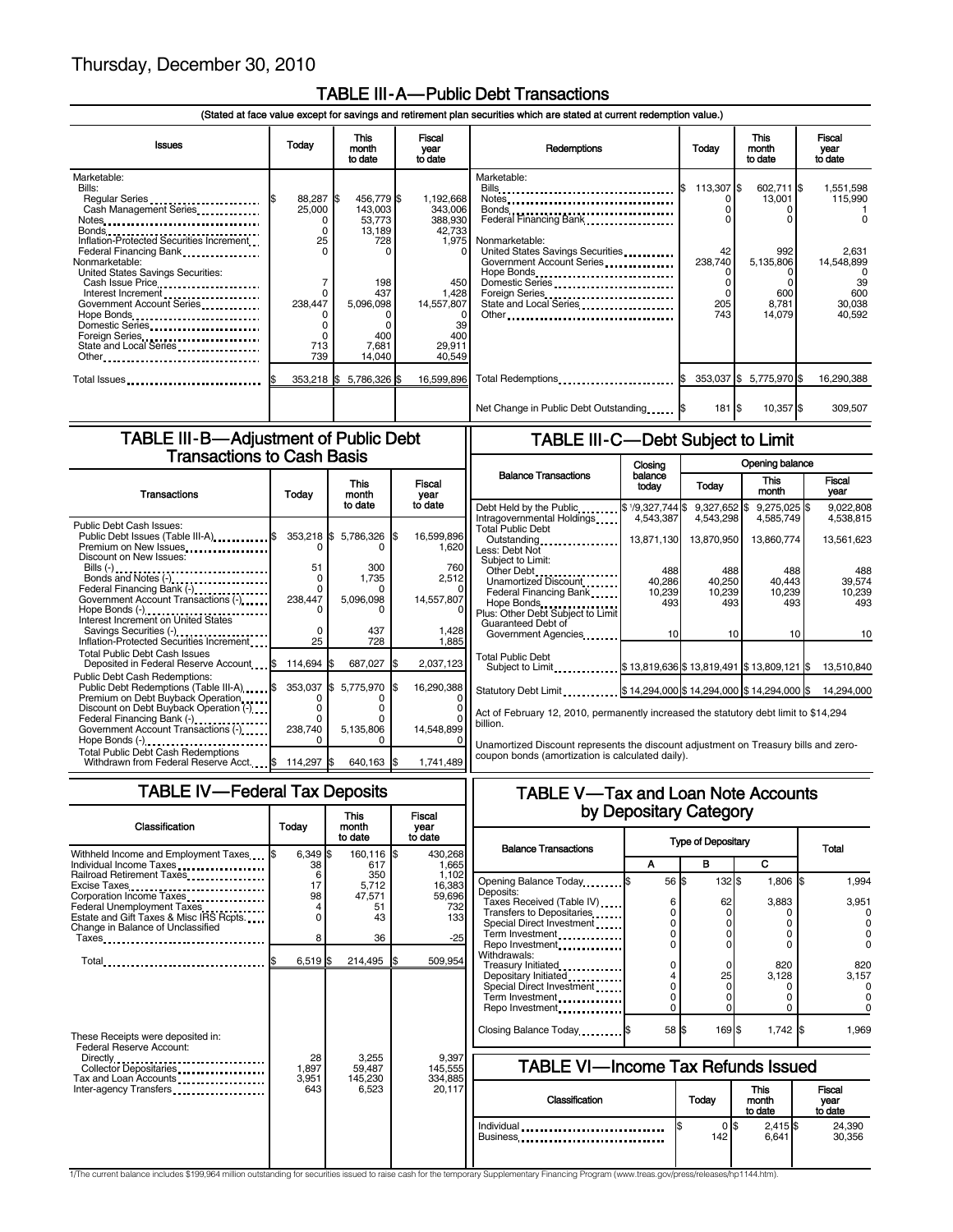Thursday, December 30, 2010

## TABLE III-A—Public Debt Transactions

(Stated at face value except for savings and retirement plan securities which are stated at current redemption value.)

| Issues | Today | This month to date | Fiscal year to date |
|---|---|---|---|
| Marketable: | | | |
| Bills: | | | |
| Regular Series | $ 88,287 | $ 456,779 | $ 1,192,668 |
| Cash Management Series | 25,000 | 143,003 | 343,006 |
| Notes | 0 | 53,773 | 388,930 |
| Bonds | 0 | 13,189 | 42,733 |
| Inflation-Protected Securities Increment | 25 | 728 | 1,975 |
| Federal Financing Bank | 0 | 0 | 0 |
| Nonmarketable: | | | |
| United States Savings Securities: | | | |
| Cash Issue Price | 7 | 198 | 450 |
| Interest Increment | 0 | 437 | 1,428 |
| Government Account Series | 238,447 | 5,096,098 | 14,557,807 |
| Hope Bonds | 0 | 0 | 0 |
| Domestic Series | 0 | 0 | 39 |
| Foreign Series | 0 | 400 | 400 |
| State and Local Series | 713 | 7,681 | 29,911 |
| Other | 739 | 14,040 | 40,549 |
| Total Issues | $ 353,218 | $ 5,786,326 | $ 16,599,896 |

| Redemptions | Today | This month to date | Fiscal year to date |
|---|---|---|---|
| Marketable: | | | |
| Bills | $ 113,307 | $ 602,711 | $ 1,551,598 |
| Notes | 0 | 13,001 | 115,990 |
| Bonds | 0 | 0 | 1 |
| Federal Financing Bank | 0 | 0 | 0 |
| Nonmarketable: | | | |
| United States Savings Securities | 42 | 992 | 2,631 |
| Government Account Series | 238,740 | 5,135,806 | 14,548,899 |
| Hope Bonds | 0 | 0 | 0 |
| Domestic Series | 0 | 0 | 39 |
| Foreign Series | 0 | 600 | 600 |
| State and Local Series | 205 | 8,781 | 30,038 |
| Other | 743 | 14,079 | 40,592 |
| Total Redemptions | $ 353,037 | $ 5,775,970 | $ 16,290,388 |
| Net Change in Public Debt Outstanding | $ 181 | $ 10,357 | $ 309,507 |

## TABLE III-B—Adjustment of Public Debt Transactions to Cash Basis

| Transactions | Today | This month to date | Fiscal year to date |
|---|---|---|---|
| Public Debt Cash Issues: | | | |
| Public Debt Issues (Table III-A) | $ 353,218 | $ 5,786,326 | $ 16,599,896 |
| Premium on New Issues | 0 | 0 | 1,620 |
| Discount on New Issues: | | | |
| Bills (-) | 51 | 300 | 760 |
| Bonds and Notes (-) | 0 | 1,735 | 2,512 |
| Federal Financing Bank (-) | 0 | 0 | 0 |
| Government Account Transactions (-) | 238,447 | 5,096,098 | 14,557,807 |
| Hope Bonds (-) | 0 | 0 | 0 |
| Interest Increment on United States Savings Securities (-) | 0 | 437 | 1,428 |
| Inflation-Protected Securities Increment | 25 | 728 | 1,885 |
| Total Public Debt Cash Issues Deposited in Federal Reserve Account | $ 114,694 | $ 687,027 | $ 2,037,123 |
| Public Debt Cash Redemptions: | | | |
| Public Debt Redemptions (Table III-A) | $ 353,037 | $ 5,775,970 | $ 16,290,388 |
| Premium on Debt Buyback Operation | 0 | 0 | 0 |
| Discount on Debt Buyback Operation (-) | 0 | 0 | 0 |
| Federal Financing Bank (-) | 0 | 0 | 0 |
| Government Account Transactions (-) | 238,740 | 5,135,806 | 14,548,899 |
| Hope Bonds (-) | 0 | 0 | 0 |
| Total Public Debt Cash Redemptions Withdrawn from Federal Reserve Acct. | $ 114,297 | $ 640,163 | $ 1,741,489 |

## TABLE III-C—Debt Subject to Limit

| Balance Transactions | Closing balance today | Opening balance Today | Opening balance This month | Opening balance Fiscal year |
|---|---|---|---|---|
| Debt Held by the Public | $ 1/9,327,744 | $ 9,327,652 | $ 9,275,025 | $ 9,022,808 |
| Intragovernmental Holdings | 4,543,387 | 4,543,298 | 4,585,749 | 4,538,815 |
| Total Public Debt Outstanding | 13,871,130 | 13,870,950 | 13,860,774 | 13,561,623 |
| Less: Debt Not Subject to Limit: | | | | |
| Other Debt | 488 | 488 | 488 | 488 |
| Unamortized Discount | 40,286 | 40,250 | 40,443 | 39,574 |
| Federal Financing Bank | 10,239 | 10,239 | 10,239 | 10,239 |
| Hope Bonds | 493 | 493 | 493 | 493 |
| Plus: Other Debt Subject to Limit | | | | |
| Guaranteed Debt of Government Agencies | 10 | 10 | 10 | 10 |
| Total Public Debt Subject to Limit | $ 13,819,636 | $ 13,819,491 | $ 13,809,121 | $ 13,510,840 |
| Statutory Debt Limit | $ 14,294,000 | $ 14,294,000 | $ 14,294,000 | $ 14,294,000 |

Act of February 12, 2010, permanently increased the statutory debt limit to $14,294 billion.

Unamortized Discount represents the discount adjustment on Treasury bills and zero-coupon bonds (amortization is calculated daily).

## TABLE IV—Federal Tax Deposits

| Classification | Today | This month to date | Fiscal year to date |
|---|---|---|---|
| Withheld Income and Employment Taxes | $ 6,349 | $ 160,116 | $ 430,268 |
| Individual Income Taxes | 38 | 617 | 1,665 |
| Railroad Retirement Taxes | 6 | 350 | 1,102 |
| Excise Taxes | 17 | 5,712 | 16,383 |
| Corporation Income Taxes | 98 | 47,571 | 59,696 |
| Federal Unemployment Taxes | 4 | 51 | 732 |
| Estate and Gift Taxes & Misc IRS Rcpts. | 0 | 43 | 133 |
| Change in Balance of Unclassified Taxes | 8 | 36 | -25 |
| Total | $ 6,519 | $ 214,495 | $ 509,954 |
| These Receipts were deposited in: | | | |
| Federal Reserve Account: | | | |
| Directly | 28 | 3,255 | 9,397 |
| Collector Depositaries | 1,897 | 59,487 | 145,555 |
| Tax and Loan Accounts | 3,951 | 145,230 | 334,885 |
| Inter-agency Transfers | 643 | 6,523 | 20,117 |

## TABLE V—Tax and Loan Note Accounts by Depositary Category

| Balance Transactions | Type of Depositary A | Type of Depositary B | Type of Depositary C | Total |
|---|---|---|---|---|
| Opening Balance Today | $ 56 | $ 132 | $ 1,806 | $ 1,994 |
| Deposits: | | | | |
| Taxes Received (Table IV) | 6 | 62 | 3,883 | 3,951 |
| Transfers to Depositaries | 0 | 0 | 0 | 0 |
| Special Direct Investment | 0 | 0 | 0 | 0 |
| Term Investment | 0 | 0 | 0 | 0 |
| Repo Investment | 0 | 0 | 0 | 0 |
| Withdrawals: | | | | |
| Treasury Initiated | 0 | 0 | 820 | 820 |
| Depositary Initiated | 4 | 25 | 3,128 | 3,157 |
| Special Direct Investment | 0 | 0 | 0 | 0 |
| Term Investment | 0 | 0 | 0 | 0 |
| Repo Investment | 0 | 0 | 0 | 0 |
| Closing Balance Today | $ 58 | $ 169 | $ 1,742 | $ 1,969 |

## TABLE VI—Income Tax Refunds Issued

| Classification | Today | This month to date | Fiscal year to date |
|---|---|---|---|
| Individual | $ 0 | $ 2,415 | $ 24,390 |
| Business | 142 | 6,641 | 30,356 |

1/The current balance includes $199,964 million outstanding for securities issued to raise cash for the temporary Supplementary Financing Program (www.treas.gov/press/releases/hp1144.htm).